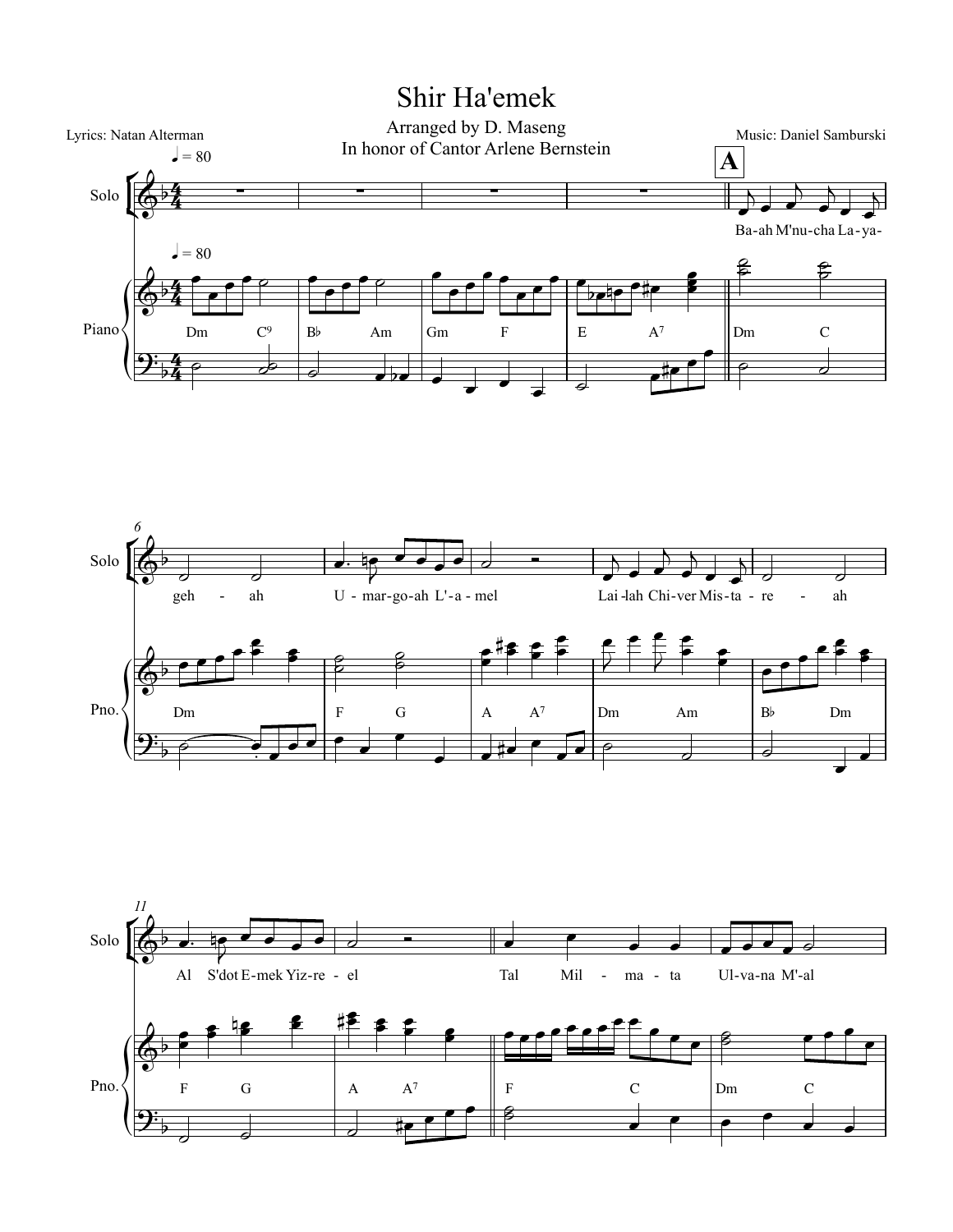# Shir Ha'emek

Arranged by D. Maseng
In honor of Cantor Arlene Bernstein

Lyrics: Natan Alterman

Music: Daniel Samburski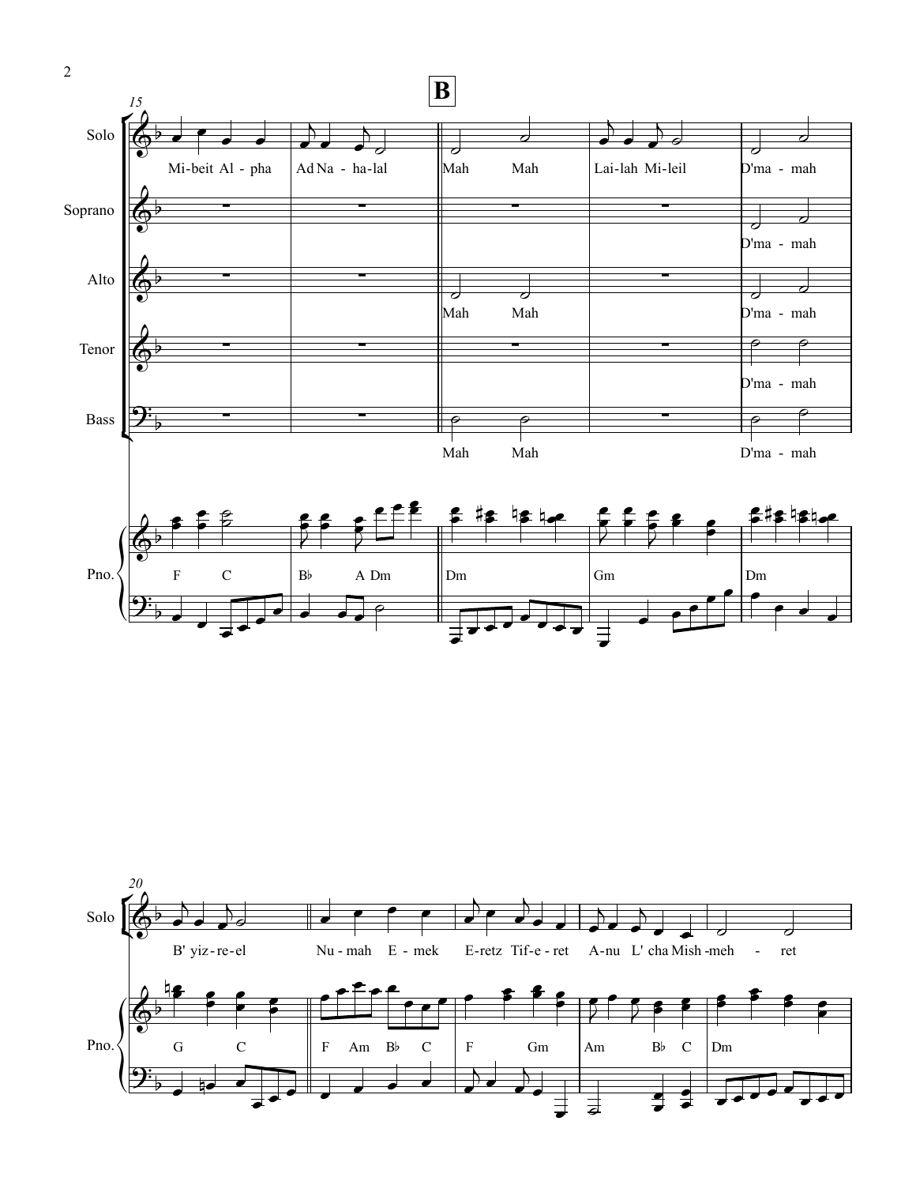**B**

Solo: Mi-beit Al-pha Ad Na-ha-lal Mah Mah Lai-lah Mi-leil D'ma-mah

Soprano: D'ma-mah

Alto: Mah Mah D'ma-mah

Tenor: D'ma-mah

Bass: Mah Mah D'ma-mah

Pno.: F C B♭ A Dm Dm Gm Dm

Solo: B' yiz-re-el Nu-mah E-mek E-retz Tif-e-ret A-nu L' cha Mish-meh-ret

Pno.: G C F Am B♭ C F Gm Am B♭ C Dm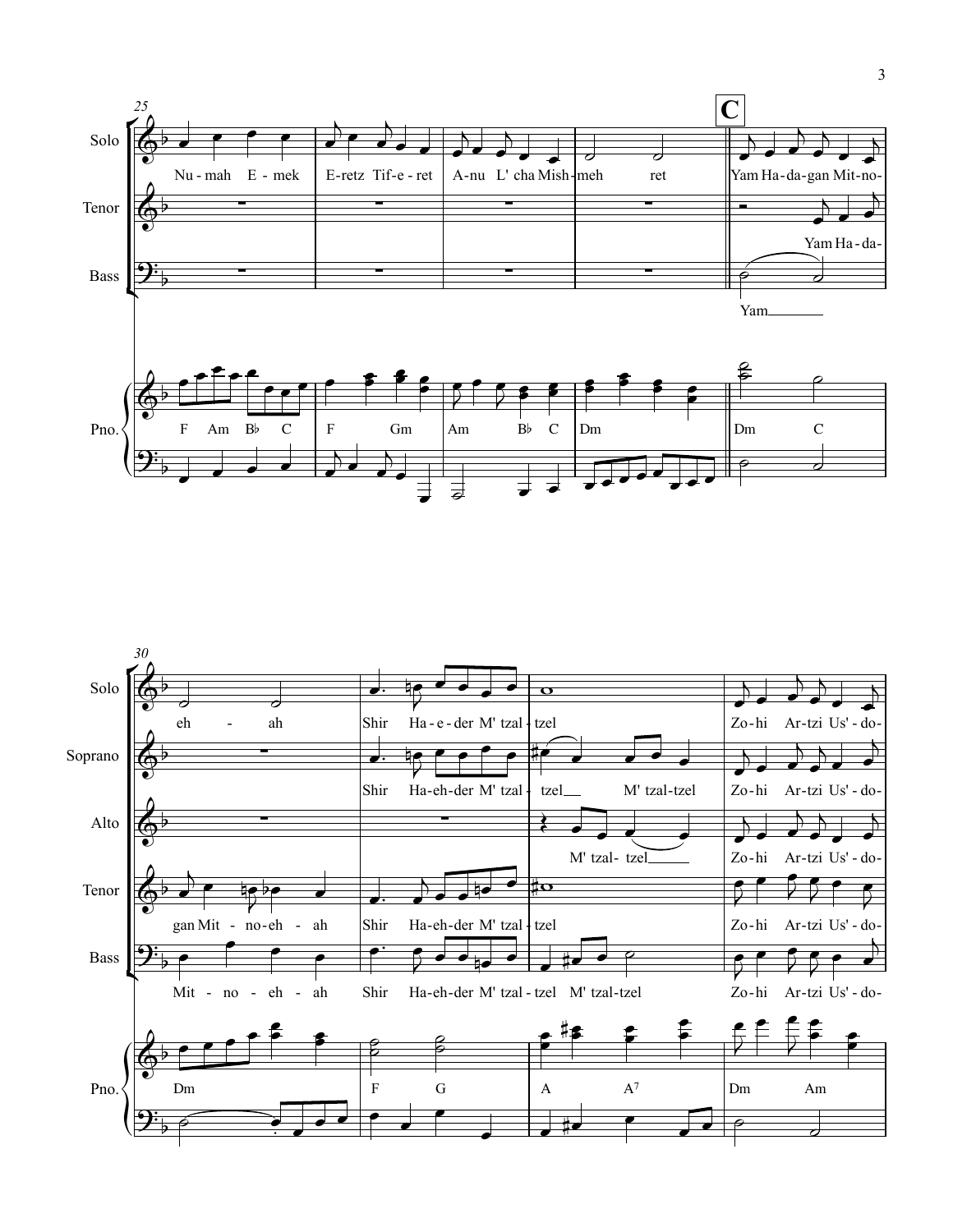**C**

25

Solo: Nu - mah E - mek E-retz Tif - e - ret A-nu L' cha Mish - meh ret Yam Ha - da-gan Mit-no-

Tenor: Yam Ha - da-

Bass: Yam

Pno.: F Am B♭ C | F Gm | Am B♭ C | Dm | Dm C

30

Solo: eh - ah Shir Ha - e - der M' tzal - tzel Zo - hi Ar - tzi Us' - do-

Soprano: Shir Ha-eh-der M' tzal - tzel M' tzal - tzel Zo - hi Ar - tzi Us' - do-

Alto: M' tzal - tzel Zo - hi Ar - tzi Us' - do-

Tenor: gan Mit - no - eh - ah Shir Ha-eh-der M' tzal - tzel Zo - hi Ar - tzi Us' - do-

Bass: Mit - no - eh - ah Shir Ha-eh-der M' tzal - tzel M' tzal - tzel Zo - hi Ar - tzi Us' - do-

Pno.: Dm | F G | A A7 | Dm Am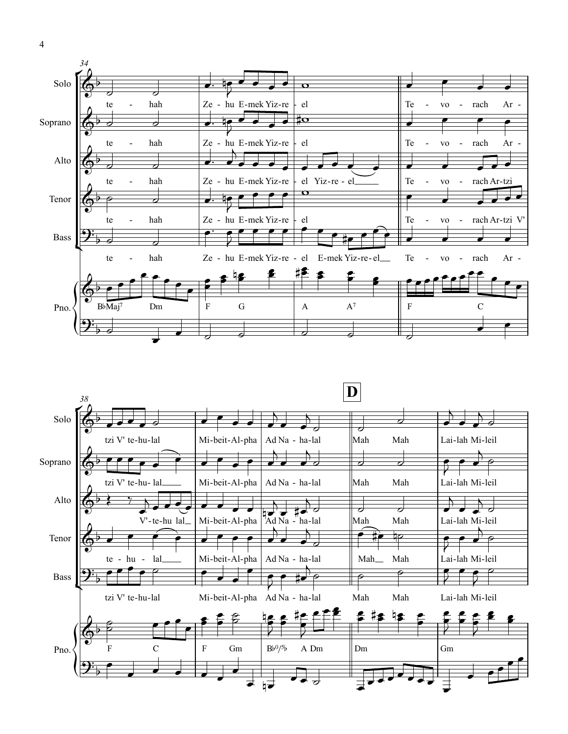**34**

Solo: te - hah | Ze - hu E-mek Yiz-re - el | Te - vo - rach Ar -

Soprano: te - hah | Ze - hu E-mek Yiz-re - el | Te - vo - rach Ar -

Alto: te - hah | Ze - hu E-mek Yiz-re - el Yiz-re - el | Te - vo - rach Ar-tzi

Tenor: te - hah | Ze - hu E-mek Yiz-re - el | Te - vo - rach Ar-tzi V'

Bass: te - hah | Ze - hu E-mek Yiz-re - el E-mek Yiz-re - el | Te - vo - rach Ar -

Pno.: B♭Maj7 Dm | F G | A A7 | F C

**38**

Solo: tzi V' te-hu-lal | Mi-beit-Al-pha | Ad Na - ha-lal | **D** Mah Mah | Lai-lah Mi-leil

Soprano: tzi V' te-hu- lal | Mi-beit-Al-pha | Ad Na - ha-lal | Mah Mah | Lai-lah Mi-leil

Alto: V'-te-hu lal | Mi-beit-Al-pha | Ad Na - ha-lal | Mah Mah | Lai-lah Mi-leil

Tenor: te - hu - lal | Mi-beit-Al-pha | Ad Na - ha-lal | Mah Mah | Lai-lah Mi-leil

Bass: tzi V' te-hu-lal | Mi-beit-Al-pha | Ad Na - ha-lal | Mah Mah | Lai-lah Mi-leil

Pno.: F C | F Gm | B♭0/5♭ A Dm | Dm | Gm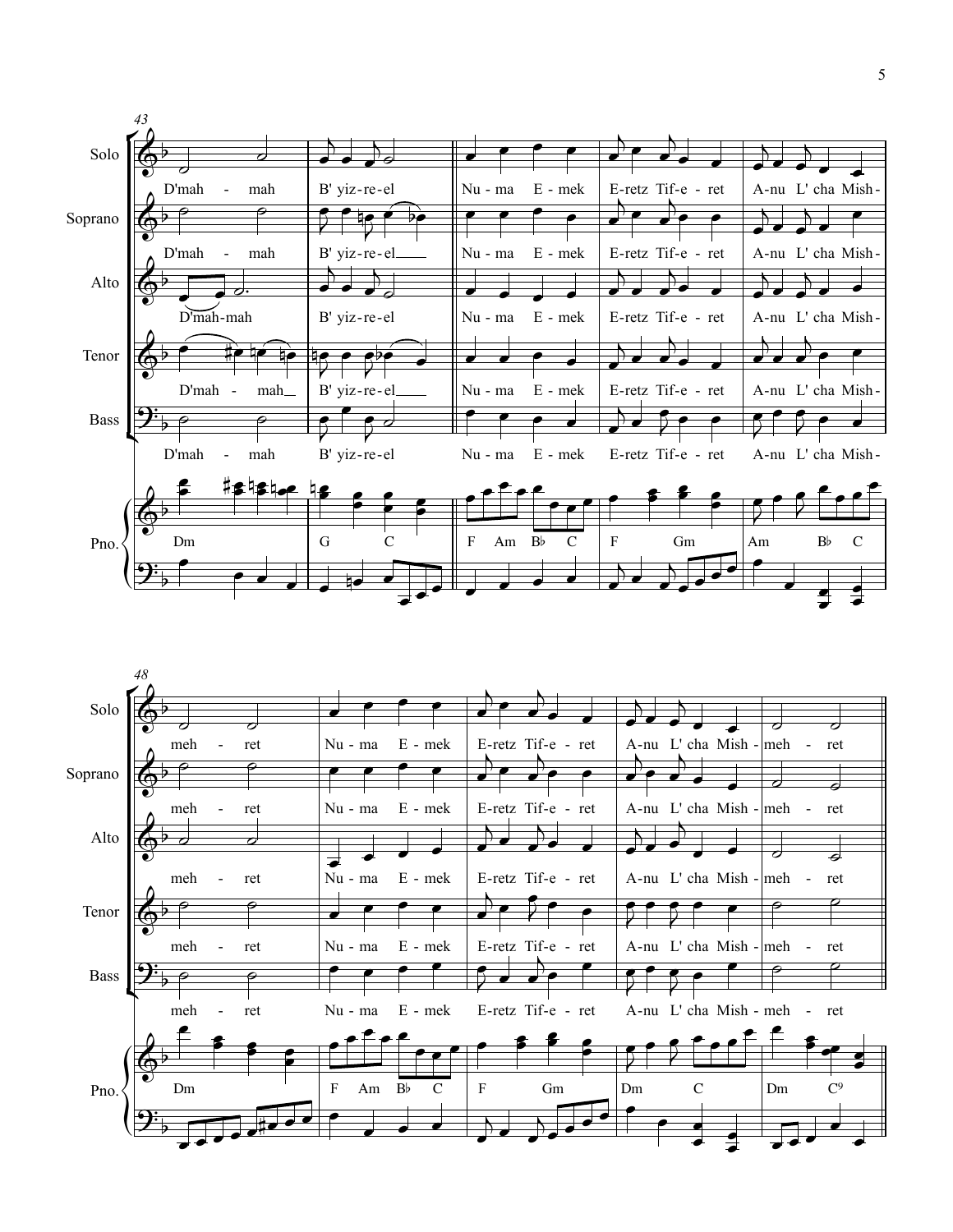Solo
Soprano
Alto
Tenor
Bass
Pno.

43

D'mah - mah | B' yiz-re-el | Nu - ma E - mek | E-retz Tif-e - ret | A-nu L' cha Mish-

Dm | G C | F Am B♭ C | F Gm | Am B♭ C

48

meh - ret | Nu - ma E - mek | E-retz Tif-e - ret | A-nu L' cha Mish - | meh - ret

Dm | F Am B♭ C | F Gm | Dm C | Dm C⁹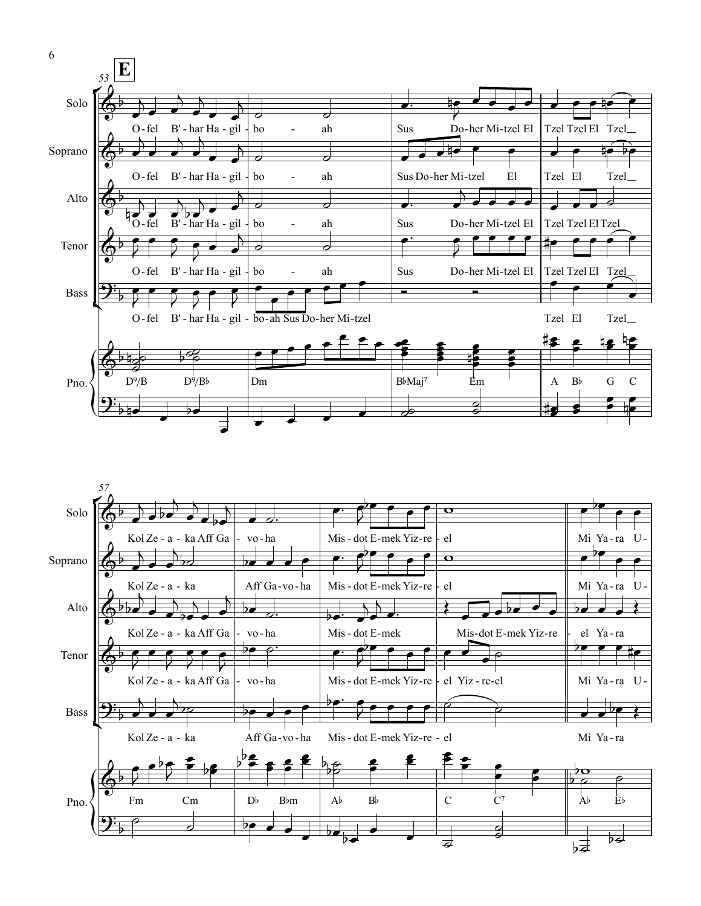**E**

53

Solo: O-fel B'-har Ha-gil-bo - ah Sus Do-her Mi-tzel El Tzel Tzel El Tzel

Soprano: O-fel B'-har Ha-gil-bo - ah Sus Do-her Mi-tzel El Tzel El Tzel

Alto: O-fel B'-har Ha-gil-bo - ah Sus Do-her Mi-tzel El Tzel Tzel El Tzel

Tenor: O-fel B'-har Ha-gil-bo - ah Sus Do-her Mi-tzel El Tzel Tzel El Tzel

Bass: O-fel B'-har Ha-gil-bo-ah Sus Do-her Mi-tzel Tzel El Tzel

Pno.: D9/B D9/B♭ Dm B♭Maj7 Em A B♭ G C

57

Solo: Kol Ze-a-ka Aff Ga-vo-ha Mis-dot E-mek Yiz-re-el Mi Ya-ra U-

Soprano: Kol Ze-a-ka Aff Ga-vo-ha Mis-dot E-mek Yiz-re-el Mi Ya-ra U-

Alto: Kol Ze-a-ka Aff Ga-vo-ha Mis-dot E-mek Mis-dot E-mek Yiz-re-el Ya-ra

Tenor: Kol Ze-a-ka Aff Ga-vo-ha Mis-dot E-mek Yiz-re-el Yiz-re-el Mi Ya-ra U-

Bass: Kol Ze-a-ka Aff Ga-vo-ha Mis-dot E-mek Yiz-re-el Mi Ya-ra

Pno.: Fm Cm D♭ B♭m A♭ B♭ C C7 A♭ E♭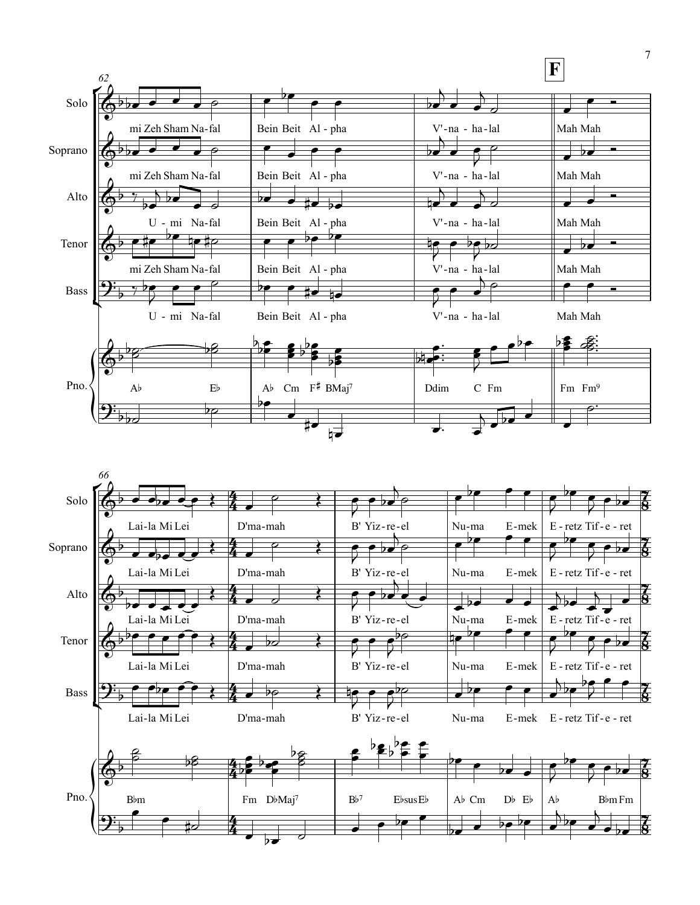**F**

62

Solo: mi Zeh Sham Na-fal | Bein Beit Al - pha | V'-na - ha-lal | Mah Mah

Soprano: mi Zeh Sham Na-fal | Bein Beit Al - pha | V'-na - ha-lal | Mah Mah

Alto: U - mi Na-fal | Bein Beit Al - pha | V'-na - ha-lal | Mah Mah

Tenor: mi Zeh Sham Na-fal | Bein Beit Al - pha | V'-na - ha-lal | Mah Mah

Bass: U - mi Na-fal | Bein Beit Al - pha | V'-na - ha-lal | Mah Mah

Pno.: A♭ E♭ | A♭ Cm F♯ BMaj7 | Ddim C Fm | Fm Fm9

66

Solo: Lai-la Mi Lei | D'ma-mah | B' Yiz-re-el | Nu-ma E-mek | E - retz Tif - e - ret

Soprano: Lai-la Mi Lei | D'ma-mah | B' Yiz-re-el | Nu-ma E-mek | E - retz Tif - e - ret

Alto: Lai-la Mi Lei | D'ma-mah | B' Yiz-re-el | Nu-ma E-mek | E - retz Tif - e - ret

Tenor: Lai-la Mi Lei | D'ma-mah | B' Yiz-re-el | Nu-ma E-mek | E - retz Tif - e - ret

Bass: Lai-la Mi Lei | D'ma-mah | B' Yiz-re-el | Nu-ma E-mek | E - retz Tif - e - ret

Pno.: B♭m | Fm D♭Maj7 | B♭7 E♭sus E♭ | A♭ Cm D♭ E♭ | A♭ B♭m Fm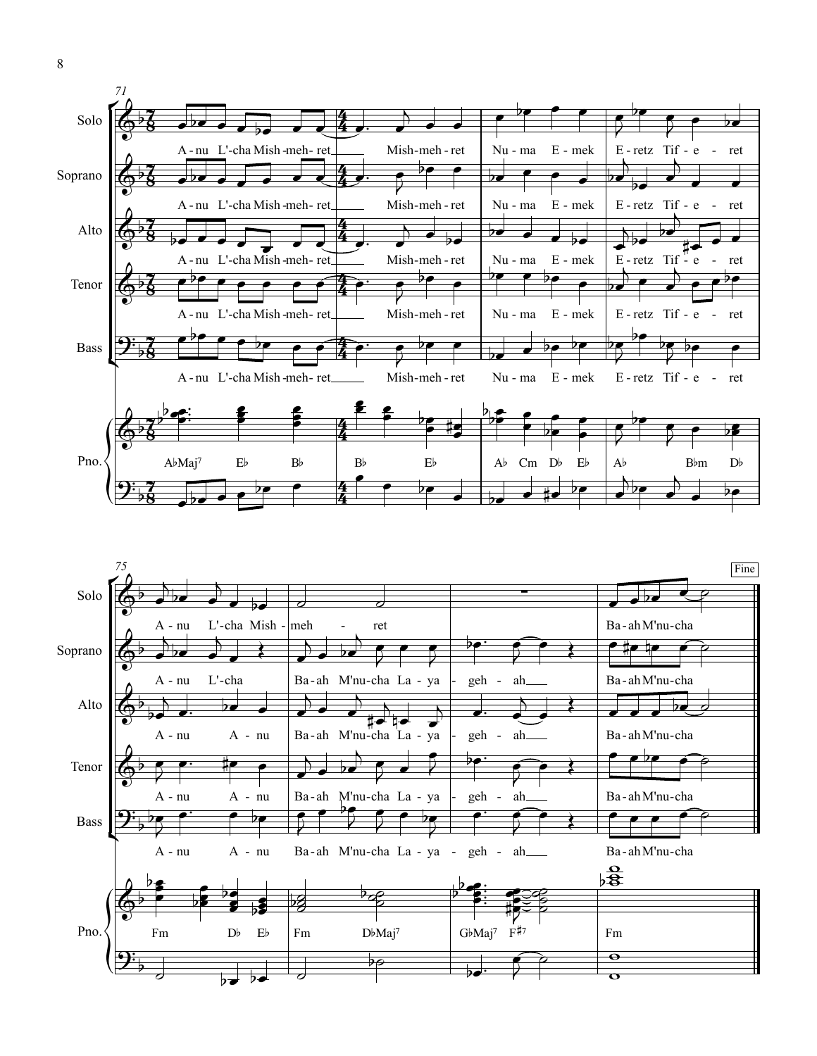71

Solo: A - nu L'-cha Mish - meh - ret Mish - meh - ret Nu - ma E - mek E - retz Tif - e - ret

Soprano: A - nu L'-cha Mish - meh - ret Mish - meh - ret Nu - ma E - mek E - retz Tif - e - ret

Alto: A - nu L'-cha Mish - meh - ret Mish - meh - ret Nu - ma E - mek E - retz Tif - e - ret

Tenor: A - nu L'-cha Mish - meh - ret Mish - meh - ret Nu - ma E - mek E - retz Tif - e - ret

Bass: A - nu L'-cha Mish - meh - ret Mish - meh - ret Nu - ma E - mek E - retz Tif - e - ret

Pno.: A♭Maj7 E♭ B♭ | B♭ E♭ | A♭ Cm D♭ E♭ | A♭ B♭m D♭

75

Fine

Solo: A - nu L'-cha Mish - meh - ret Ba - ah M'nu - cha

Soprano: A - nu L'-cha Ba - ah M'nu - cha La - ya - geh - ah Ba - ah M'nu - cha

Alto: A - nu A - nu Ba - ah M'nu - cha La - ya - geh - ah Ba - ah M'nu - cha

Tenor: A - nu A - nu Ba - ah M'nu - cha La - ya - geh - ah Ba - ah M'nu - cha

Bass: A - nu A - nu Ba - ah M'nu - cha La - ya - geh - ah Ba - ah M'nu - cha

Pno.: Fm D♭ E♭ | Fm D♭Maj7 | G♭Maj7 F♯7 | Fm